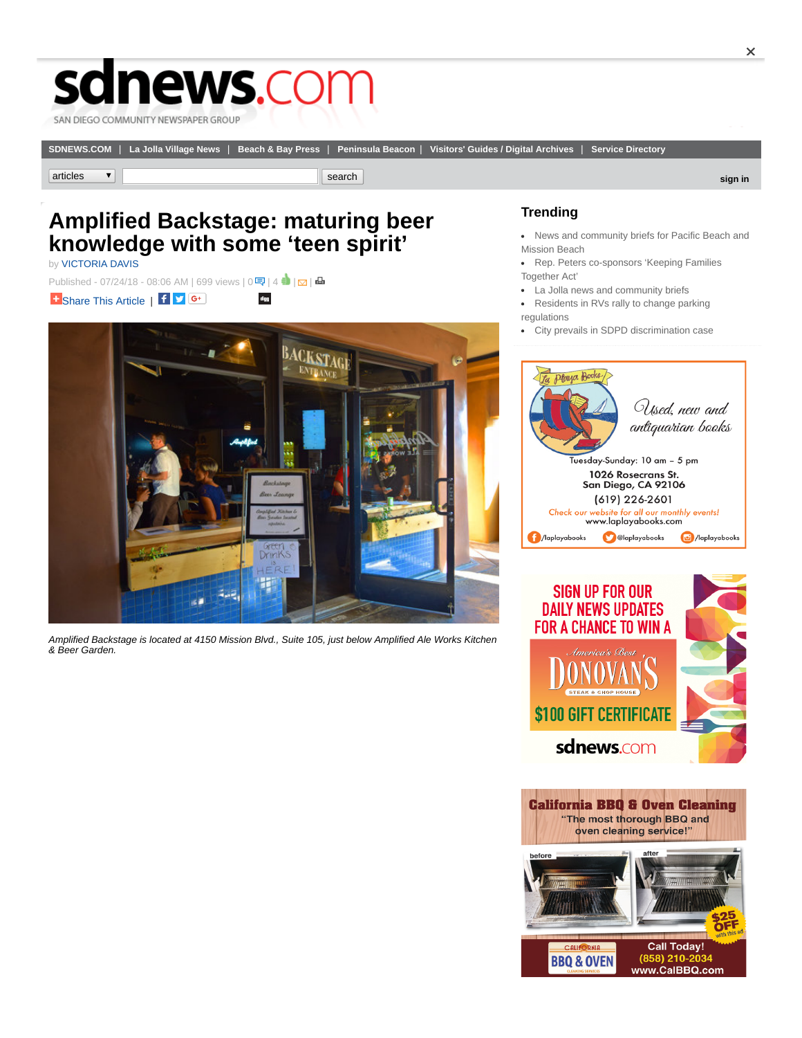# sdnews.com

SAN DIEGO COMMUNITY NEWSPAPER GROUP

SDNEWS.COM | La Jolla Village News | Beach & Bay Press | Peninsula Beacon | Visitors' Guides / Digital Archives | Service Directory

# Amplified Backstage: maturing beer knowledge with some 'teen spirit'

by VICTORIA DAVIS

Published - 07/24/18 - 08:06 AM | 699 views | 0 | 4 | |

Share This Article |

*Amplified Backstage is located at 4150 Mission Blvd., Suite 105, just below Amplified Ale Works Kitchen & Beer Garden.*

## Trending

- News and community briefs for Pacific Beach and Mission Beach
- Rep. Peters co-sponsors 'Keeping Families Together Act'
- La Jolla news and community briefs
- Residents in RVs rally to change parking regulations
- City prevails in SDPD discrimination case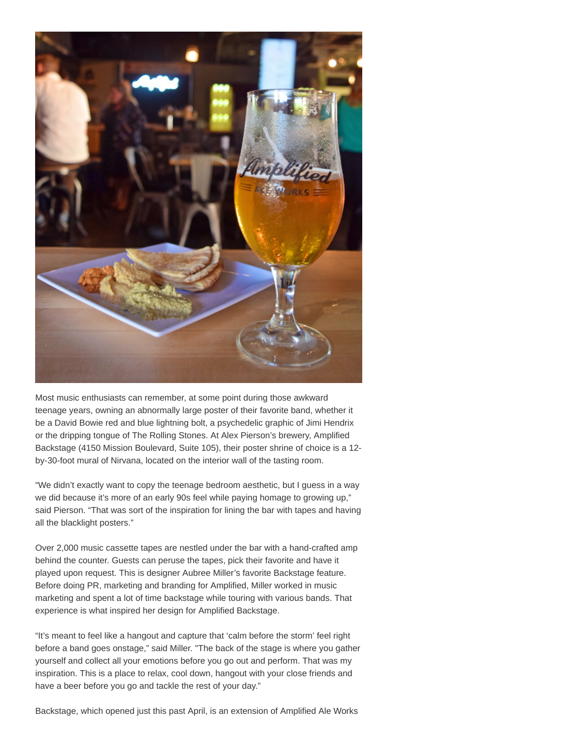Most music enthusiasts can remember, at some point during those awkward teenage years, owning an abnormally large poster of their favorite band, whether it be a David Bowie red and blue lightning bolt, a psychedelic graphic of Jimi Hendrix or the dripping tongue of The Rolling Stones. At Alex Pierson's brewery, Amplified Backstage (4150 Mission Boulevard, Suite 105), their poster shrine of choice is a 12-by-30-foot mural of Nirvana, located on the interior wall of the tasting room.

"We didn't exactly want to copy the teenage bedroom aesthetic, but I guess in a way we did because it's more of an early 90s feel while paying homage to growing up," said Pierson. "That was sort of the inspiration for lining the bar with tapes and having all the blacklight posters."

Over 2,000 music cassette tapes are nestled under the bar with a hand-crafted amp behind the counter. Guests can peruse the tapes, pick their favorite and have it played upon request. This is designer Aubree Miller's favorite Backstage feature. Before doing PR, marketing and branding for Amplified, Miller worked in music marketing and spent a lot of time backstage while touring with various bands. That experience is what inspired her design for Amplified Backstage.

"It's meant to feel like a hangout and capture that 'calm before the storm' feel right before a band goes onstage," said Miller. "The back of the stage is where you gather yourself and collect all your emotions before you go out and perform. That was my inspiration. This is a place to relax, cool down, hangout with your close friends and have a beer before you go and tackle the rest of your day."

Backstage, which opened just this past April, is an extension of Amplified Ale Works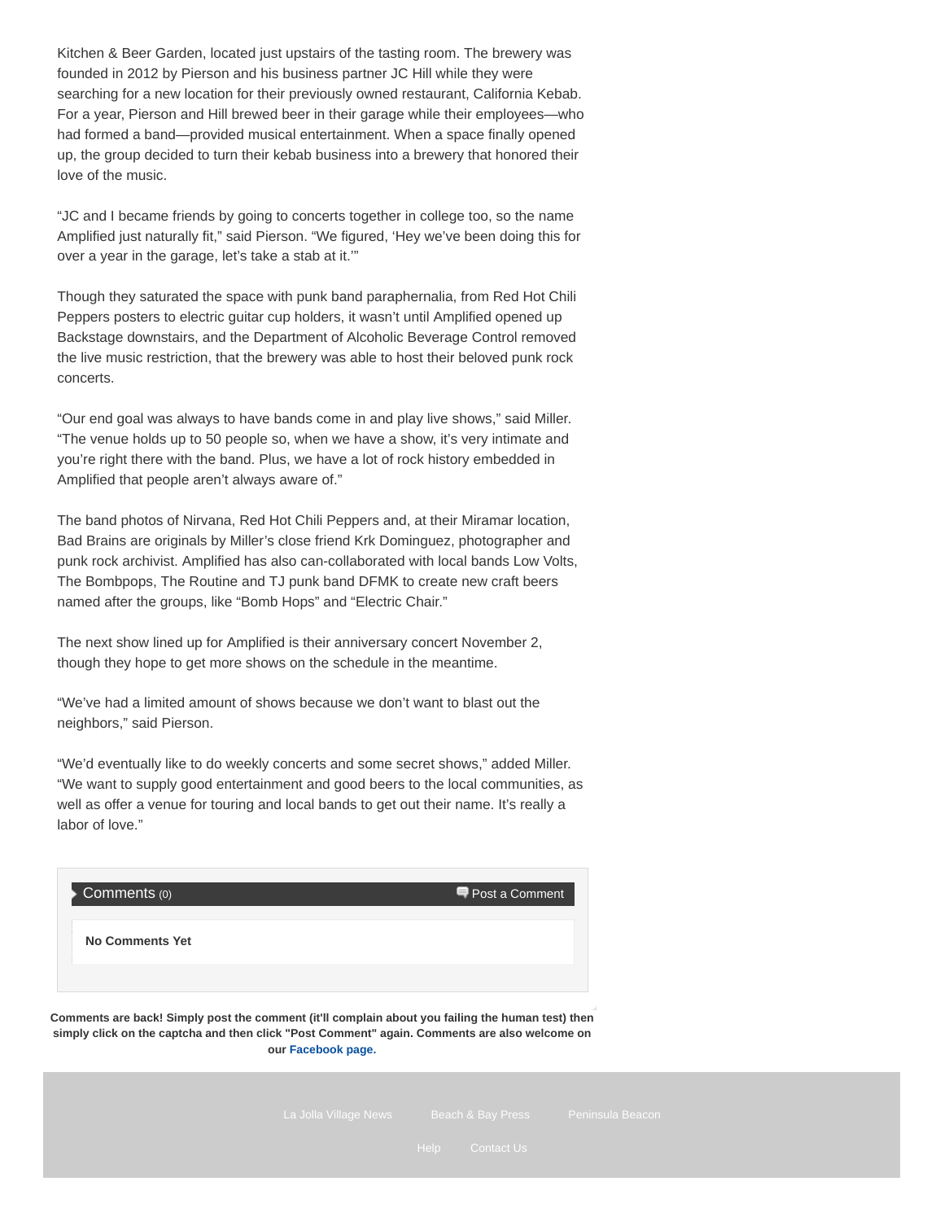Kitchen & Beer Garden, located just upstairs of the tasting room. The brewery was founded in 2012 by Pierson and his business partner JC Hill while they were searching for a new location for their previously owned restaurant, California Kebab. For a year, Pierson and Hill brewed beer in their garage while their employees—who had formed a band—provided musical entertainment. When a space finally opened up, the group decided to turn their kebab business into a brewery that honored their love of the music.

“JC and I became friends by going to concerts together in college too, so the name Amplified just naturally fit,” said Pierson. “We figured, ‘Hey we’ve been doing this for over a year in the garage, let’s take a stab at it.’”

Though they saturated the space with punk band paraphernalia, from Red Hot Chili Peppers posters to electric guitar cup holders, it wasn’t until Amplified opened up Backstage downstairs, and the Department of Alcoholic Beverage Control removed the live music restriction, that the brewery was able to host their beloved punk rock concerts.

“Our end goal was always to have bands come in and play live shows,” said Miller. “The venue holds up to 50 people so, when we have a show, it’s very intimate and you’re right there with the band. Plus, we have a lot of rock history embedded in Amplified that people aren’t always aware of.”

The band photos of Nirvana, Red Hot Chili Peppers and, at their Miramar location, Bad Brains are originals by Miller’s close friend Krk Dominguez, photographer and punk rock archivist. Amplified has also can-collaborated with local bands Low Volts, The Bombpops, The Routine and TJ punk band DFMK to create new craft beers named after the groups, like “Bomb Hops” and “Electric Chair.”

The next show lined up for Amplified is their anniversary concert November 2, though they hope to get more shows on the schedule in the meantime.

“We’ve had a limited amount of shows because we don’t want to blast out the neighbors,” said Pierson.

“We’d eventually like to do weekly concerts and some secret shows,” added Miller. “We want to supply good entertainment and good beers to the local communities, as well as offer a venue for touring and local bands to get out their name. It’s really a labor of love.”

Comments (0) Post a Comment

**No Comments Yet**

**Comments are back! Simply post the comment (it'll complain about you failing the human test) then simply click on the captcha and then click "Post Comment" again. Comments are also welcome on our Facebook page.**

La Jolla Village News Beach & Bay Press Peninsula Beacon

Help Contact Us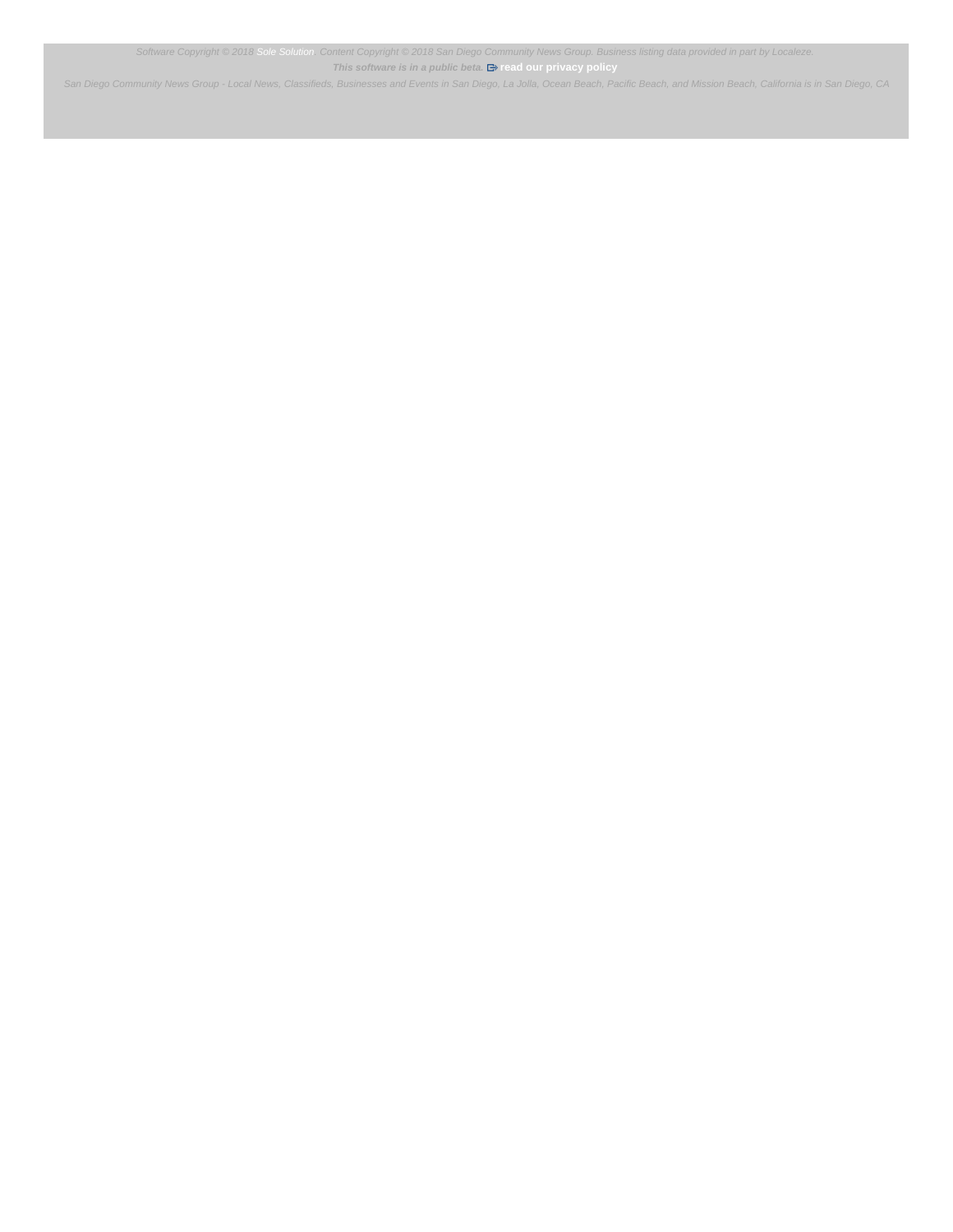*Software Copyright © 2018 Sole Solution. Content Copyright © 2018 San Diego Community News Group. Business listing data provided in part by Localeze.*

***This software is in a public beta.*** **read our privacy policy**

*San Diego Community News Group - Local News, Classifieds, Businesses and Events in San Diego, La Jolla, Ocean Beach, Pacific Beach, and Mission Beach, California is in San Diego, CA*